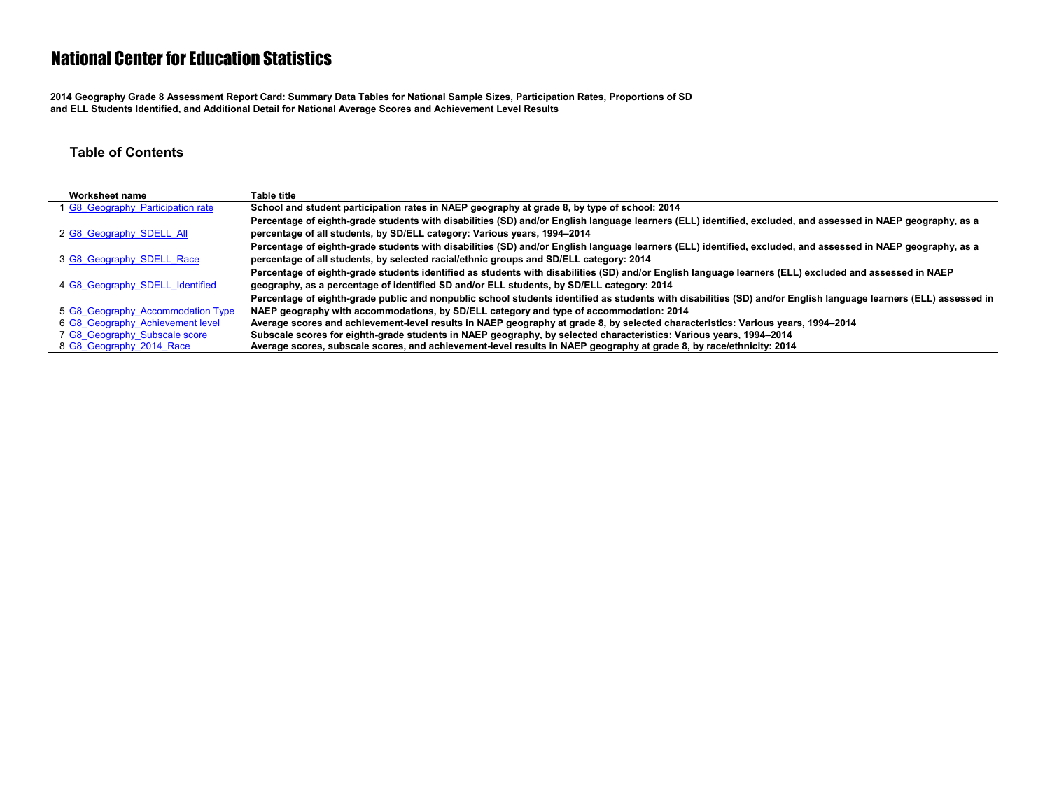# National Center for Education Statistics

**2014 Geography Grade 8 Assessment Report Card: Summary Data Tables for National Sample Sizes, Participation Rates, Proportions of SD and ELL Students Identified, and Additional Detail for National Average Scores and Achievement Level Results**

## Table of Contents

| | Worksheet name | Table title |
|---|---|---|
| 1 | G8_Geography_Participation rate | School and student participation rates in NAEP geography at grade 8, by type of school: 2014 |
| 2 | G8_Geography_SDELL_All | Percentage of eighth-grade students with disabilities (SD) and/or English language learners (ELL) identified, excluded, and assessed in NAEP geography, as a percentage of all students, by SD/ELL category: Various years, 1994–2014 |
| 3 | G8_Geography_SDELL_Race | Percentage of eighth-grade students with disabilities (SD) and/or English language learners (ELL) identified, excluded, and assessed in NAEP geography, as a percentage of all students, by selected racial/ethnic groups and SD/ELL category: 2014 |
| 4 | G8_Geography_SDELL_Identified | Percentage of eighth-grade students identified as students with disabilities (SD) and/or English language learners (ELL) excluded and assessed in NAEP geography, as a percentage of identified SD and/or ELL students, by SD/ELL category: 2014 |
| 5 | G8_Geography_Accommodation Type | Percentage of eighth-grade public and nonpublic school students identified as students with disabilities (SD) and/or English language learners (ELL) assessed in NAEP geography with accommodations, by SD/ELL category and type of accommodation: 2014 |
| 6 | G8_Geography_Achievement level | Average scores and achievement-level results in NAEP geography at grade 8, by selected characteristics: Various years, 1994–2014 |
| 7 | G8_Geography_Subscale score | Subscale scores for eighth-grade students in NAEP geography, by selected characteristics: Various years, 1994–2014 |
| 8 | G8_Geography_2014_Race | Average scores, subscale scores, and achievement-level results in NAEP geography at grade 8, by race/ethnicity: 2014 |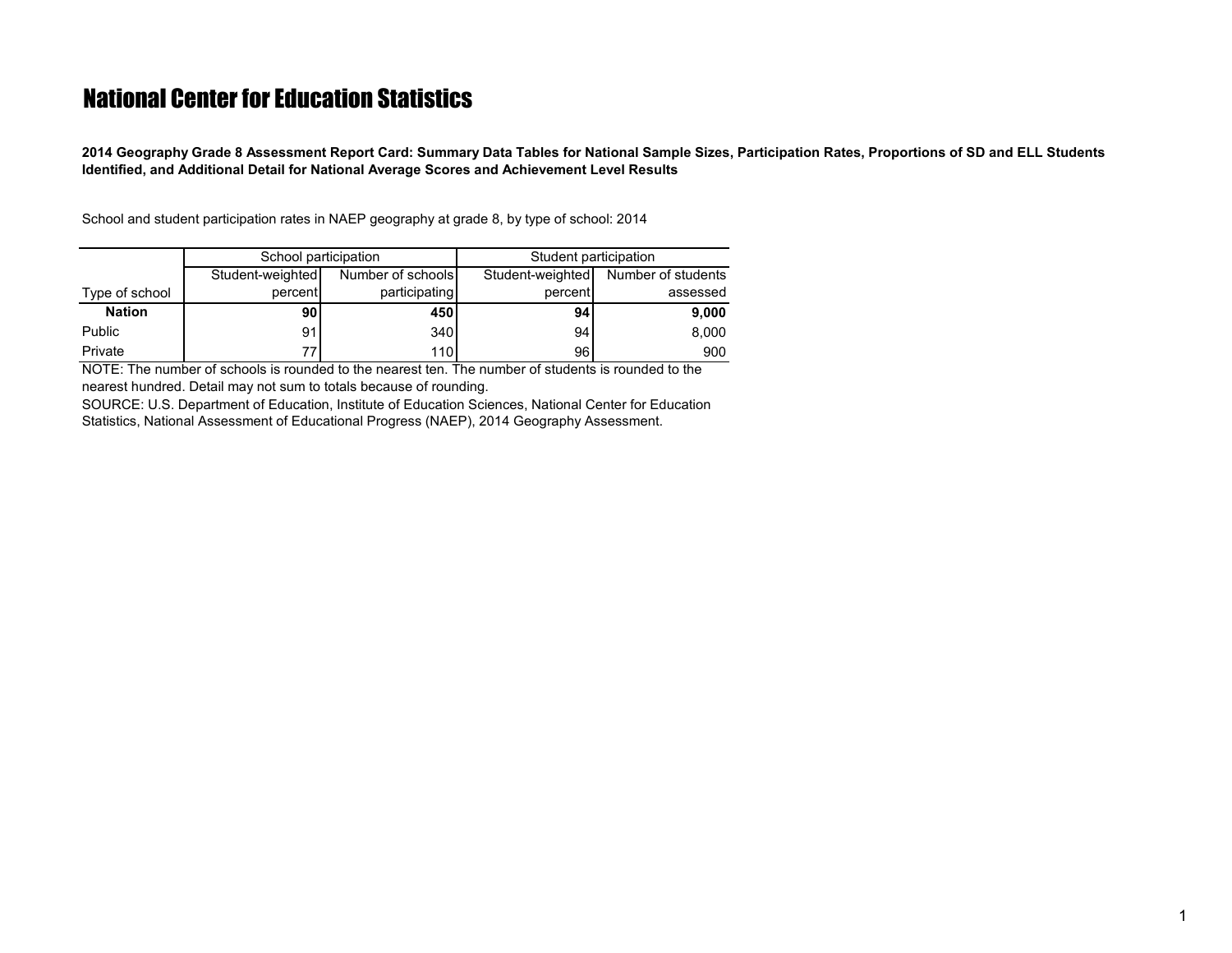# National Center for Education Statistics

**2014 Geography Grade 8 Assessment Report Card: Summary Data Tables for National Sample Sizes, Participation Rates, Proportions of SD and ELL Students Identified, and Additional Detail for National Average Scores and Achievement Level Results**

School and student participation rates in NAEP geography at grade 8, by type of school: 2014

| | School participation | | Student participation | |
|---|---|---|---|---|
| Type of school | Student-weighted percent | Number of schools participating | Student-weighted percent | Number of students assessed |
| **Nation** | **90** | **450** | **94** | **9,000** |
| Public | 91 | 340 | 94 | 8,000 |
| Private | 77 | 110 | 96 | 900 |

NOTE: The number of schools is rounded to the nearest ten. The number of students is rounded to the nearest hundred. Detail may not sum to totals because of rounding.

SOURCE: U.S. Department of Education, Institute of Education Sciences, National Center for Education Statistics, National Assessment of Educational Progress (NAEP), 2014 Geography Assessment.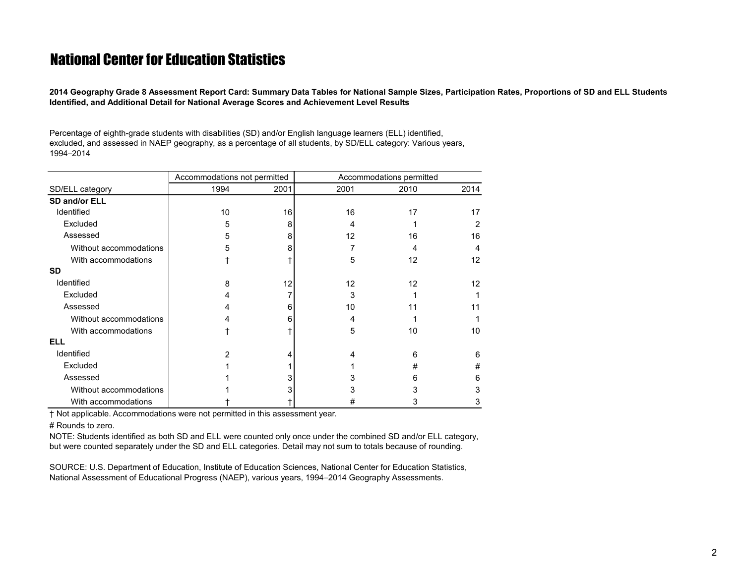# National Center for Education Statistics

**2014 Geography Grade 8 Assessment Report Card: Summary Data Tables for National Sample Sizes, Participation Rates, Proportions of SD and ELL Students Identified, and Additional Detail for National Average Scores and Achievement Level Results**

Percentage of eighth-grade students with disabilities (SD) and/or English language learners (ELL) identified, excluded, and assessed in NAEP geography, as a percentage of all students, by SD/ELL category: Various years, 1994–2014

| | Accommodations not permitted | | Accommodations permitted | | |
|---|---|---|---|---|---|
| SD/ELL category | 1994 | 2001 | 2001 | 2010 | 2014 |
| **SD and/or ELL** | | | | | |
| Identified | 10 | 16 | 16 | 17 | 17 |
| Excluded | 5 | 8 | 4 | 1 | 2 |
| Assessed | 5 | 8 | 12 | 16 | 16 |
| Without accommodations | 5 | 8 | 7 | 4 | 4 |
| With accommodations | † | † | 5 | 12 | 12 |
| **SD** | | | | | |
| Identified | 8 | 12 | 12 | 12 | 12 |
| Excluded | 4 | 7 | 3 | 1 | 1 |
| Assessed | 4 | 6 | 10 | 11 | 11 |
| Without accommodations | 4 | 6 | 4 | 1 | 1 |
| With accommodations | † | † | 5 | 10 | 10 |
| **ELL** | | | | | |
| Identified | 2 | 4 | 4 | 6 | 6 |
| Excluded | 1 | 1 | 1 | # | # |
| Assessed | 1 | 3 | 3 | 6 | 6 |
| Without accommodations | 1 | 3 | 3 | 3 | 3 |
| With accommodations | † | † | # | 3 | 3 |

† Not applicable. Accommodations were not permitted in this assessment year.

# Rounds to zero.

NOTE: Students identified as both SD and ELL were counted only once under the combined SD and/or ELL category, but were counted separately under the SD and ELL categories. Detail may not sum to totals because of rounding.

SOURCE: U.S. Department of Education, Institute of Education Sciences, National Center for Education Statistics, National Assessment of Educational Progress (NAEP), various years, 1994–2014 Geography Assessments.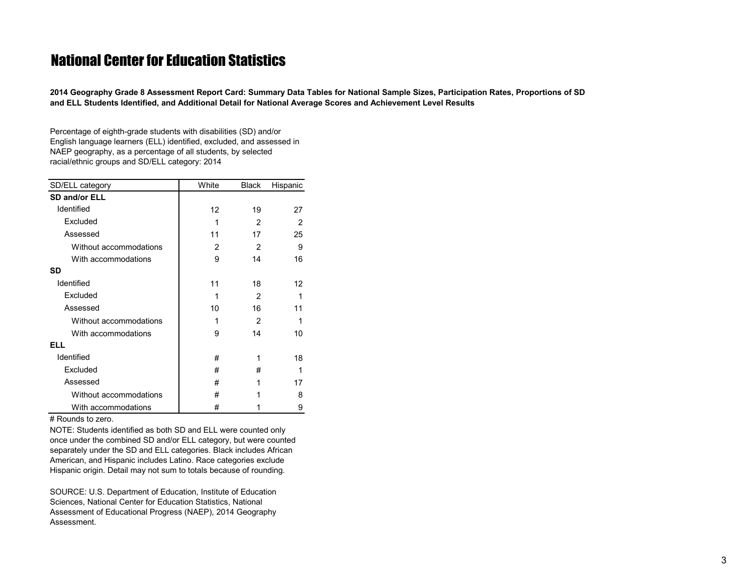# National Center for Education Statistics

**2014 Geography Grade 8 Assessment Report Card: Summary Data Tables for National Sample Sizes, Participation Rates, Proportions of SD and ELL Students Identified, and Additional Detail for National Average Scores and Achievement Level Results**

Percentage of eighth-grade students with disabilities (SD) and/or English language learners (ELL) identified, excluded, and assessed in NAEP geography, as a percentage of all students, by selected racial/ethnic groups and SD/ELL category: 2014

| SD/ELL category | White | Black | Hispanic |
|---|---|---|---|
| **SD and/or ELL** | | | |
| Identified | 12 | 19 | 27 |
| Excluded | 1 | 2 | 2 |
| Assessed | 11 | 17 | 25 |
| Without accommodations | 2 | 2 | 9 |
| With accommodations | 9 | 14 | 16 |
| **SD** | | | |
| Identified | 11 | 18 | 12 |
| Excluded | 1 | 2 | 1 |
| Assessed | 10 | 16 | 11 |
| Without accommodations | 1 | 2 | 1 |
| With accommodations | 9 | 14 | 10 |
| **ELL** | | | |
| Identified | # | 1 | 18 |
| Excluded | # | # | 1 |
| Assessed | # | 1 | 17 |
| Without accommodations | # | 1 | 8 |
| With accommodations | # | 1 | 9 |

# Rounds to zero.

NOTE: Students identified as both SD and ELL were counted only once under the combined SD and/or ELL category, but were counted separately under the SD and ELL categories. Black includes African American, and Hispanic includes Latino. Race categories exclude Hispanic origin. Detail may not sum to totals because of rounding.

SOURCE: U.S. Department of Education, Institute of Education Sciences, National Center for Education Statistics, National Assessment of Educational Progress (NAEP), 2014 Geography Assessment.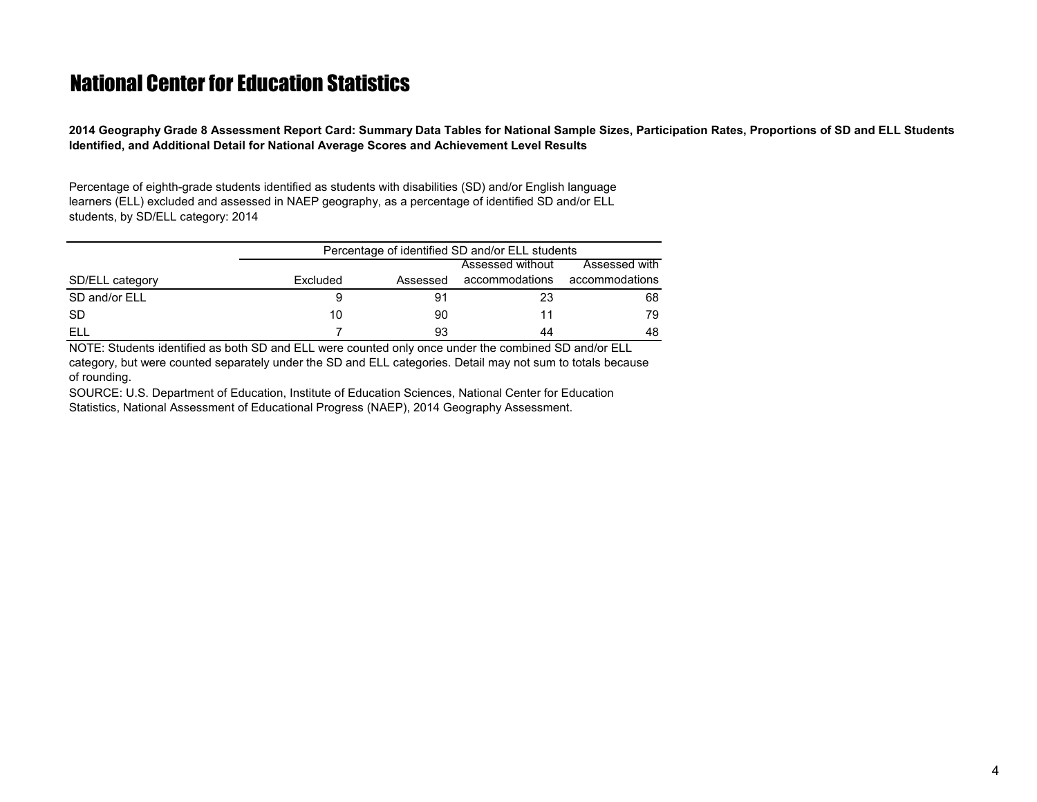# National Center for Education Statistics

**2014 Geography Grade 8 Assessment Report Card: Summary Data Tables for National Sample Sizes, Participation Rates, Proportions of SD and ELL Students Identified, and Additional Detail for National Average Scores and Achievement Level Results**

Percentage of eighth-grade students identified as students with disabilities (SD) and/or English language learners (ELL) excluded and assessed in NAEP geography, as a percentage of identified SD and/or ELL students, by SD/ELL category: 2014

| | Percentage of identified SD and/or ELL students | | | |
|---|---|---|---|---|
| SD/ELL category | Excluded | Assessed | Assessed without accommodations | Assessed with accommodations |
| SD and/or ELL | 9 | 91 | 23 | 68 |
| SD | 10 | 90 | 11 | 79 |
| ELL | 7 | 93 | 44 | 48 |

NOTE: Students identified as both SD and ELL were counted only once under the combined SD and/or ELL category, but were counted separately under the SD and ELL categories. Detail may not sum to totals because of rounding.

SOURCE: U.S. Department of Education, Institute of Education Sciences, National Center for Education Statistics, National Assessment of Educational Progress (NAEP), 2014 Geography Assessment.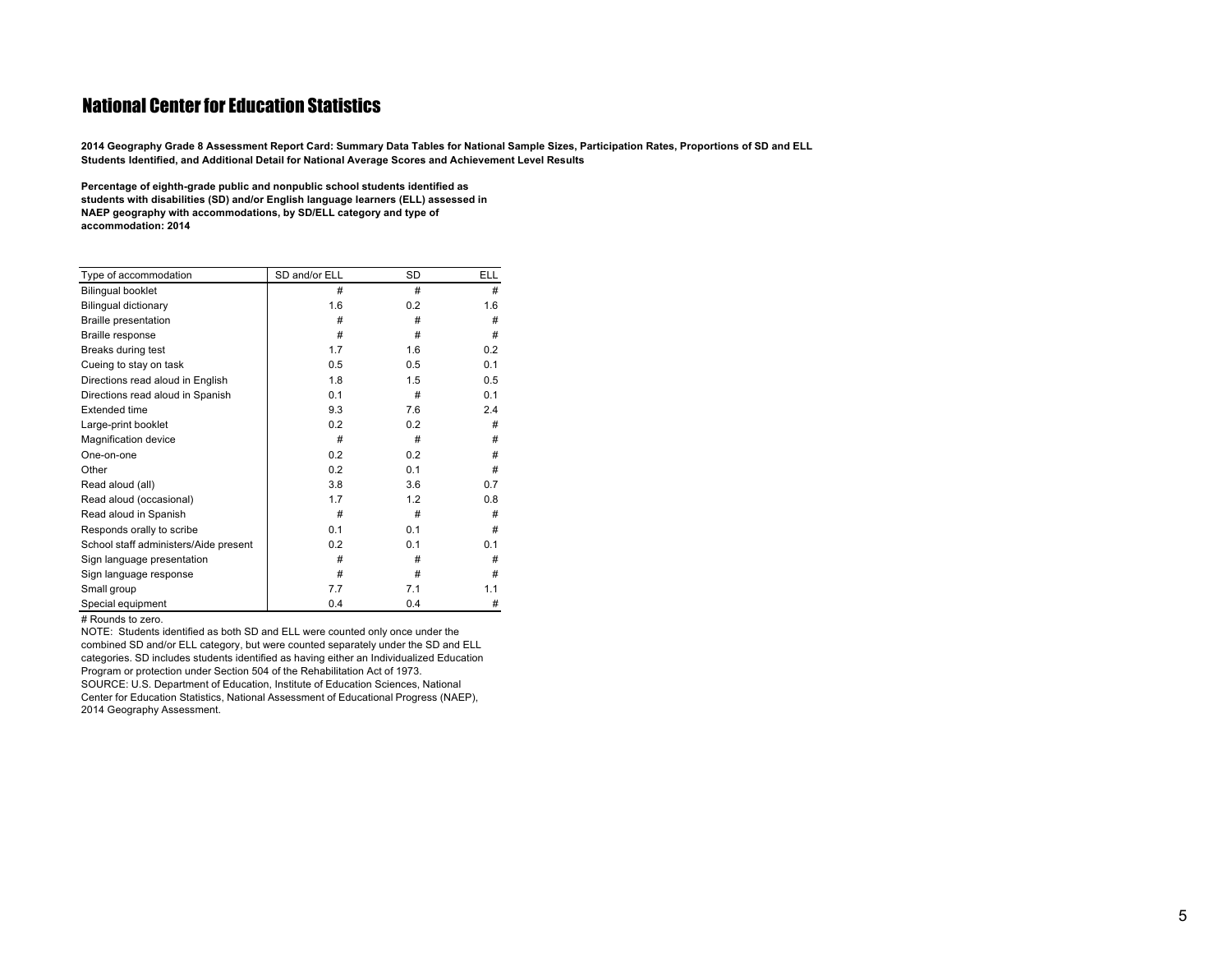# National Center for Education Statistics

**2014 Geography Grade 8 Assessment Report Card: Summary Data Tables for National Sample Sizes, Participation Rates, Proportions of SD and ELL Students Identified, and Additional Detail for National Average Scores and Achievement Level Results**

**Percentage of eighth-grade public and nonpublic school students identified as students with disabilities (SD) and/or English language learners (ELL) assessed in NAEP geography with accommodations, by SD/ELL category and type of accommodation: 2014**

| Type of accommodation | SD and/or ELL | SD | ELL |
|---|---|---|---|
| Bilingual booklet | # | # | # |
| Bilingual dictionary | 1.6 | 0.2 | 1.6 |
| Braille presentation | # | # | # |
| Braille response | # | # | # |
| Breaks during test | 1.7 | 1.6 | 0.2 |
| Cueing to stay on task | 0.5 | 0.5 | 0.1 |
| Directions read aloud in English | 1.8 | 1.5 | 0.5 |
| Directions read aloud in Spanish | 0.1 | # | 0.1 |
| Extended time | 9.3 | 7.6 | 2.4 |
| Large-print booklet | 0.2 | 0.2 | # |
| Magnification device | # | # | # |
| One-on-one | 0.2 | 0.2 | # |
| Other | 0.2 | 0.1 | # |
| Read aloud (all) | 3.8 | 3.6 | 0.7 |
| Read aloud (occasional) | 1.7 | 1.2 | 0.8 |
| Read aloud in Spanish | # | # | # |
| Responds orally to scribe | 0.1 | 0.1 | # |
| School staff administers/Aide present | 0.2 | 0.1 | 0.1 |
| Sign language presentation | # | # | # |
| Sign language response | # | # | # |
| Small group | 7.7 | 7.1 | 1.1 |
| Special equipment | 0.4 | 0.4 | # |

# Rounds to zero.

NOTE: Students identified as both SD and ELL were counted only once under the combined SD and/or ELL category, but were counted separately under the SD and ELL categories. SD includes students identified as having either an Individualized Education Program or protection under Section 504 of the Rehabilitation Act of 1973.

SOURCE: U.S. Department of Education, Institute of Education Sciences, National Center for Education Statistics, National Assessment of Educational Progress (NAEP), 2014 Geography Assessment.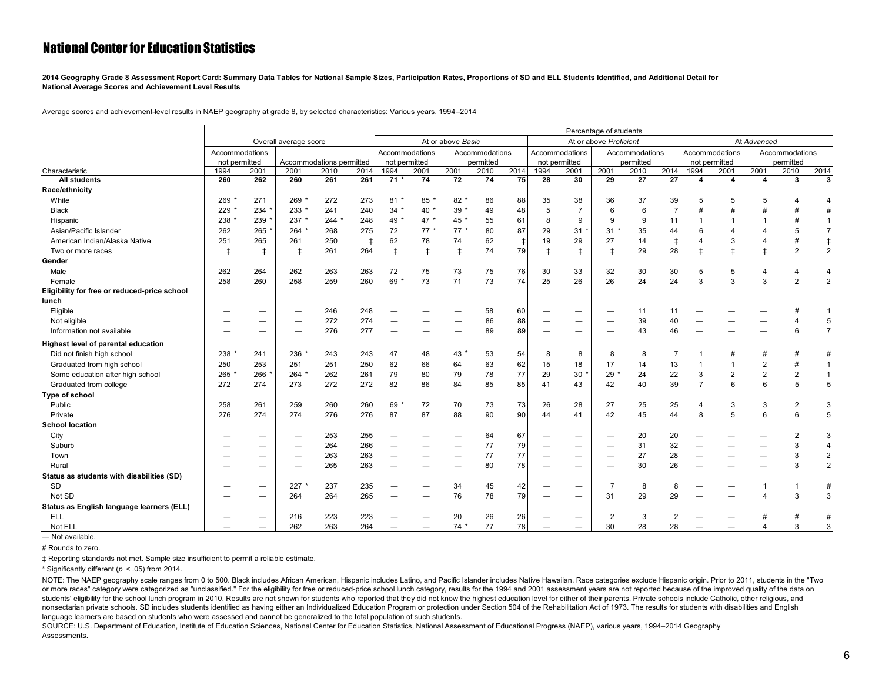# National Center for Education Statistics

**2014 Geography Grade 8 Assessment Report Card: Summary Data Tables for National Sample Sizes, Participation Rates, Proportions of SD and ELL Students Identified, and Additional Detail for National Average Scores and Achievement Level Results**

Average scores and achievement-level results in NAEP geography at grade 8, by selected characteristics: Various years, 1994–2014

| Characteristic | Overall average score | | | | | Percentage of students: At or above *Basic* | | | | | At or above *Proficient* | | | | | At *Advanced* | | | | |
|---|---|---|---|---|---|---|---|---|---|---|---|---|---|---|---|---|---|---|---|---|
| | Accommodations not permitted | | Accommodations permitted | | | Accommodations not permitted | | Accommodations permitted | | | Accommodations not permitted | | Accommodations permitted | | | Accommodations not permitted | | Accommodations permitted | | |
| | 1994 | 2001 | 2001 | 2010 | 2014 | 1994 | 2001 | 2001 | 2010 | 2014 | 1994 | 2001 | 2001 | 2010 | 2014 | 1994 | 2001 | 2001 | 2010 | 2014 |
| **All students** | **260** | **262** | **260** | **261** | **261** | **71 *** | **74** | **72** | **74** | **75** | **28** | **30** | **29** | **27** | **27** | **4** | **4** | **4** | **3** | **3** |
| **Race/ethnicity** | | | | | | | | | | | | | | | | | | | | |
| White | 269 * | 271 | 269 * | 272 | 273 | 81 * | 85 * | 82 * | 86 | 88 | 35 | 38 | 36 | 37 | 39 | 5 | 5 | 5 | 4 | 4 |
| Black | 229 * | 234 * | 233 * | 241 | 240 | 34 * | 40 * | 39 * | 49 | 48 | 5 | 7 | 6 | 6 | 7 | # | # | # | # | # |
| Hispanic | 238 * | 239 * | 237 * | 244 * | 248 | 49 * | 47 * | 45 * | 55 | 61 | 8 | 9 | 9 | 9 | 11 | 1 | 1 | 1 | # | 1 |
| Asian/Pacific Islander | 262 | 265 * | 264 * | 268 | 275 | 72 | 77 * | 77 * | 80 | 87 | 29 | 31 * | 31 * | 35 | 44 | 6 | 4 | 4 | 5 | 7 |
| American Indian/Alaska Native | 251 | 265 | 261 | 250 | ‡ | 62 | 78 | 74 | 62 | ‡ | 19 | 29 | 27 | 14 | ‡ | 4 | 3 | 4 | # | ‡ |
| Two or more races | ‡ | ‡ | ‡ | 261 | 264 | ‡ | ‡ | ‡ | 74 | 79 | ‡ | ‡ | ‡ | 29 | 28 | ‡ | ‡ | ‡ | 2 | 2 |
| **Gender** | | | | | | | | | | | | | | | | | | | | |
| Male | 262 | 264 | 262 | 263 | 263 | 72 | 75 | 73 | 75 | 76 | 30 | 33 | 32 | 30 | 30 | 5 | 5 | 4 | 4 | 4 |
| Female | 258 | 260 | 258 | 259 | 260 | 69 * | 73 | 71 | 73 | 74 | 25 | 26 | 26 | 24 | 24 | 3 | 3 | 3 | 2 | 2 |
| **Eligibility for free or reduced-price school lunch** | | | | | | | | | | | | | | | | | | | | |
| Eligible | — | — | — | 246 | 248 | — | — | — | 58 | 60 | — | — | — | 11 | 11 | — | — | — | # | 1 |
| Not eligible | — | — | — | 272 | 274 | — | — | — | 86 | 88 | — | — | — | 39 | 40 | — | — | — | 4 | 5 |
| Information not available | — | — | — | 276 | 277 | — | — | — | 89 | 89 | — | — | — | 43 | 46 | — | — | — | 6 | 7 |
| **Highest level of parental education** | | | | | | | | | | | | | | | | | | | | |
| Did not finish high school | 238 * | 241 | 236 * | 243 | 243 | 47 | 48 | 43 * | 53 | 54 | 8 | 8 | 8 | 8 | 7 | 1 | # | # | # | # |
| Graduated from high school | 250 | 253 | 251 | 251 | 250 | 62 | 66 | 64 | 63 | 62 | 15 | 18 | 17 | 14 | 13 | 1 | 1 | 2 | # | 1 |
| Some education after high school | 265 * | 266 * | 264 * | 262 | 261 | 79 | 80 | 79 | 78 | 77 | 29 | 30 * | 29 * | 24 | 22 | 3 | 2 | 2 | 2 | 1 |
| Graduated from college | 272 | 274 | 273 | 272 | 272 | 82 | 86 | 84 | 85 | 85 | 41 | 43 | 42 | 40 | 39 | 7 | 6 | 6 | 5 | 5 |
| **Type of school** | | | | | | | | | | | | | | | | | | | | |
| Public | 258 | 261 | 259 | 260 | 260 | 69 * | 72 | 70 | 73 | 73 | 26 | 28 | 27 | 25 | 25 | 4 | 3 | 3 | 2 | 3 |
| Private | 276 | 274 | 274 | 276 | 276 | 87 | 87 | 88 | 90 | 90 | 44 | 41 | 42 | 45 | 44 | 8 | 5 | 6 | 6 | 5 |
| **School location** | | | | | | | | | | | | | | | | | | | | |
| City | — | — | — | 253 | 255 | — | — | — | 64 | 67 | — | — | — | 20 | 20 | — | — | — | 2 | 3 |
| Suburb | — | — | — | 264 | 266 | — | — | — | 77 | 79 | — | — | — | 31 | 32 | — | — | — | 3 | 4 |
| Town | — | — | — | 263 | 263 | — | — | — | 77 | 77 | — | — | — | 27 | 28 | — | — | — | 3 | 2 |
| Rural | — | — | — | 265 | 263 | — | — | — | 80 | 78 | — | — | — | 30 | 26 | — | — | — | 3 | 2 |
| **Status as students with disabilities (SD)** | | | | | | | | | | | | | | | | | | | | |
| SD | — | — | 227 * | 237 | 235 | — | — | 34 | 45 | 42 | — | — | 7 | 8 | 8 | — | — | 1 | 1 | # |
| Not SD | — | — | 264 | 264 | 265 | — | — | 76 | 78 | 79 | — | — | 31 | 29 | 29 | — | — | 4 | 3 | 3 |
| **Status as English language learners (ELL)** | | | | | | | | | | | | | | | | | | | | |
| ELL | — | — | 216 | 223 | 223 | — | — | 20 | 26 | 26 | — | — | 2 | 3 | 2 | — | — | # | # | # |
| Not ELL | — | — | 262 | 263 | 264 | — | — | 74 * | 77 | 78 | — | — | 30 | 28 | 28 | — | — | 4 | 3 | 3 |

— Not available.

# Rounds to zero.

‡ Reporting standards not met. Sample size insufficient to permit a reliable estimate.

* Significantly different ($p < .05$) from 2014.

NOTE: The NAEP geography scale ranges from 0 to 500. Black includes African American, Hispanic includes Latino, and Pacific Islander includes Native Hawaiian. Race categories exclude Hispanic origin. Prior to 2011, students in the "Two or more races" category were categorized as "unclassified." For the eligibility for free or reduced-price school lunch category, results for the 1994 and 2001 assessment years are not reported because of the improved quality of the data on students' eligibility for the school lunch program in 2010. Results are not shown for students who reported that they did not know the highest education level for either of their parents. Private schools include Catholic, other religious, and nonsectarian private schools. SD includes students identified as having either an Individualized Education Program or protection under Section 504 of the Rehabilitation Act of 1973. The results for students with disabilities and English language learners are based on students who were assessed and cannot be generalized to the total population of such students.

SOURCE: U.S. Department of Education, Institute of Education Sciences, National Center for Education Statistics, National Assessment of Educational Progress (NAEP), various years, 1994–2014 Geography Assessments.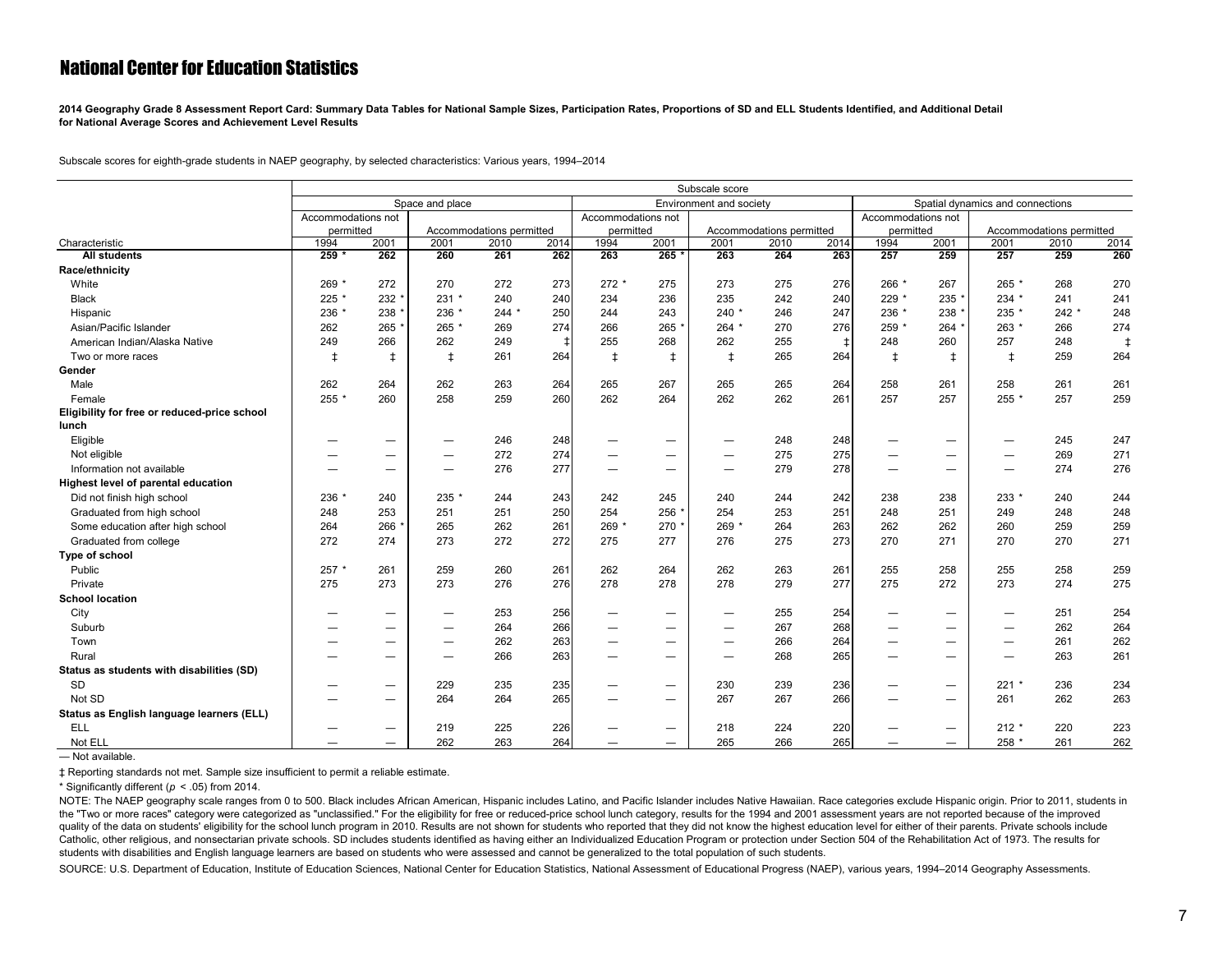# National Center for Education Statistics

**2014 Geography Grade 8 Assessment Report Card: Summary Data Tables for National Sample Sizes, Participation Rates, Proportions of SD and ELL Students Identified, and Additional Detail for National Average Scores and Achievement Level Results**

Subscale scores for eighth-grade students in NAEP geography, by selected characteristics: Various years, 1994–2014

| | Subscale score | | | | | | | | | | | | | | |
|---|---|---|---|---|---|---|---|---|---|---|---|---|---|---|---|
| | Space and place | | | | | Environment and society | | | | | Spatial dynamics and connections | | | | |
| | Accommodations not permitted | | Accommodations permitted | | | Accommodations not permitted | | Accommodations permitted | | | Accommodations not permitted | | Accommodations permitted | | |
| Characteristic | 1994 | 2001 | 2001 | 2010 | 2014 | 1994 | 2001 | 2001 | 2010 | 2014 | 1994 | 2001 | 2001 | 2010 | 2014 |
| **All students** | **259 *** | **262** | **260** | **261** | **262** | **263** | **265 *** | **263** | **264** | **263** | **257** | **259** | **257** | **259** | **260** |
| **Race/ethnicity** | | | | | | | | | | | | | | | |
| White | 269 * | 272 | 270 | 272 | 273 | 272 * | 275 | 273 | 275 | 276 | 266 * | 267 | 265 * | 268 | 270 |
| Black | 225 * | 232 * | 231 * | 240 | 240 | 234 | 236 | 235 | 242 | 240 | 229 * | 235 * | 234 * | 241 | 241 |
| Hispanic | 236 * | 238 * | 236 * | 244 * | 250 | 244 | 243 | 240 * | 246 | 247 | 236 * | 238 * | 235 * | 242 * | 248 |
| Asian/Pacific Islander | 262 | 265 * | 265 * | 269 | 274 | 266 | 265 * | 264 * | 270 | 276 | 259 * | 264 * | 263 * | 266 | 274 |
| American Indian/Alaska Native | 249 | 266 | 262 | 249 | ‡ | 255 | 268 | 262 | 255 | ‡ | 248 | 260 | 257 | 248 | ‡ |
| Two or more races | ‡ | ‡ | ‡ | 261 | 264 | ‡ | ‡ | ‡ | 265 | 264 | ‡ | ‡ | ‡ | 259 | 264 |
| **Gender** | | | | | | | | | | | | | | | |
| Male | 262 | 264 | 262 | 263 | 264 | 265 | 267 | 265 | 265 | 264 | 258 | 261 | 258 | 261 | 261 |
| Female | 255 * | 260 | 258 | 259 | 260 | 262 | 264 | 262 | 262 | 261 | 257 | 257 | 255 * | 257 | 259 |
| **Eligibility for free or reduced-price school lunch** | | | | | | | | | | | | | | | |
| Eligible | — | — | — | 246 | 248 | — | — | — | 248 | 248 | — | — | — | 245 | 247 |
| Not eligible | — | — | — | 272 | 274 | — | — | — | 275 | 275 | — | — | — | 269 | 271 |
| Information not available | — | — | — | 276 | 277 | — | — | — | 279 | 278 | — | — | — | 274 | 276 |
| **Highest level of parental education** | | | | | | | | | | | | | | | |
| Did not finish high school | 236 * | 240 | 235 * | 244 | 243 | 242 | 245 | 240 | 244 | 242 | 238 | 238 | 233 * | 240 | 244 |
| Graduated from high school | 248 | 253 | 251 | 251 | 250 | 254 | 256 * | 254 | 253 | 251 | 248 | 251 | 249 | 248 | 248 |
| Some education after high school | 264 | 266 * | 265 | 262 | 261 | 269 * | 270 * | 269 * | 264 | 263 | 262 | 262 | 260 | 259 | 259 |
| Graduated from college | 272 | 274 | 273 | 272 | 272 | 275 | 277 | 276 | 275 | 273 | 270 | 271 | 270 | 270 | 271 |
| **Type of school** | | | | | | | | | | | | | | | |
| Public | 257 * | 261 | 259 | 260 | 261 | 262 | 264 | 262 | 263 | 261 | 255 | 258 | 255 | 258 | 259 |
| Private | 275 | 273 | 273 | 276 | 276 | 278 | 278 | 278 | 279 | 277 | 275 | 272 | 273 | 274 | 275 |
| **School location** | | | | | | | | | | | | | | | |
| City | — | — | — | 253 | 256 | — | — | — | 255 | 254 | — | — | — | 251 | 254 |
| Suburb | — | — | — | 264 | 266 | — | — | — | 267 | 268 | — | — | — | 262 | 264 |
| Town | — | — | — | 262 | 263 | — | — | — | 266 | 264 | — | — | — | 261 | 262 |
| Rural | — | — | — | 266 | 263 | — | — | — | 268 | 265 | — | — | — | 263 | 261 |
| **Status as students with disabilities (SD)** | | | | | | | | | | | | | | | |
| SD | — | — | 229 | 235 | 235 | — | — | 230 | 239 | 236 | — | — | 221 * | 236 | 234 |
| Not SD | — | — | 264 | 264 | 265 | — | — | 267 | 267 | 266 | — | — | 261 | 262 | 263 |
| **Status as English language learners (ELL)** | | | | | | | | | | | | | | | |
| ELL | — | — | 219 | 225 | 226 | — | — | 218 | 224 | 220 | — | — | 212 * | 220 | 223 |
| Not ELL | — | — | 262 | 263 | 264 | — | — | 265 | 266 | 265 | — | — | 258 * | 261 | 262 |

— Not available.

‡ Reporting standards not met. Sample size insufficient to permit a reliable estimate.

\* Significantly different ($p < .05$) from 2014.

NOTE: The NAEP geography scale ranges from 0 to 500. Black includes African American, Hispanic includes Latino, and Pacific Islander includes Native Hawaiian. Race categories exclude Hispanic origin. Prior to 2011, students in the "Two or more races" category were categorized as "unclassified." For the eligibility for free or reduced-price school lunch category, results for the 1994 and 2001 assessment years are not reported because of the improved quality of the data on students' eligibility for the school lunch program in 2010. Results are not shown for students who reported that they did not know the highest education level for either of their parents. Private schools include Catholic, other religious, and nonsectarian private schools. SD includes students identified as having either an Individualized Education Program or protection under Section 504 of the Rehabilitation Act of 1973. The results for students with disabilities and English language learners are based on students who were assessed and cannot be generalized to the total population of such students.

SOURCE: U.S. Department of Education, Institute of Education Sciences, National Center for Education Statistics, National Assessment of Educational Progress (NAEP), various years, 1994–2014 Geography Assessments.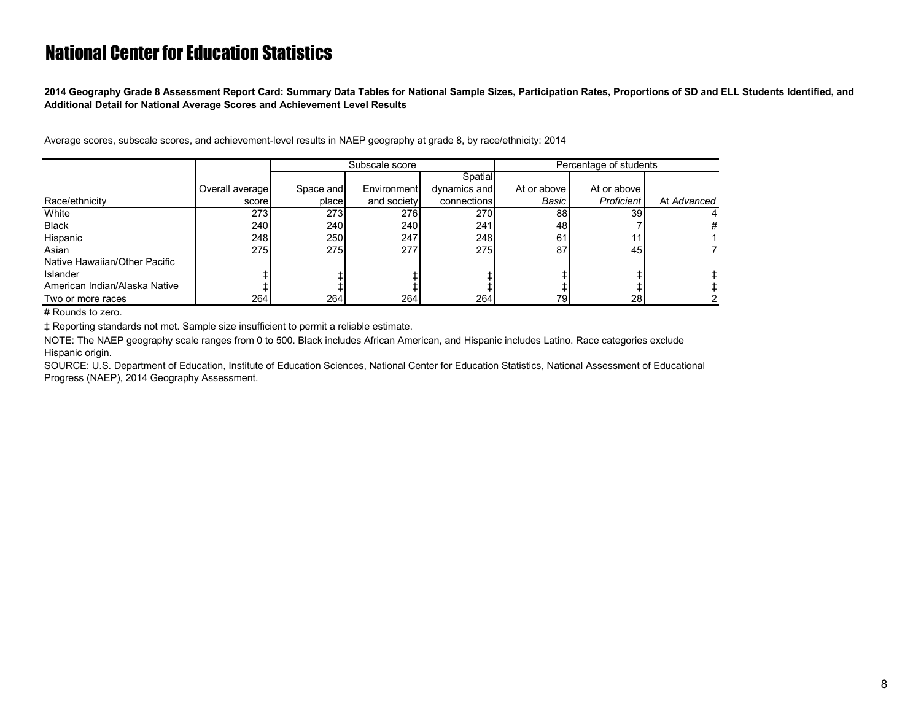# National Center for Education Statistics

**2014 Geography Grade 8 Assessment Report Card: Summary Data Tables for National Sample Sizes, Participation Rates, Proportions of SD and ELL Students Identified, and Additional Detail for National Average Scores and Achievement Level Results**

Average scores, subscale scores, and achievement-level results in NAEP geography at grade 8, by race/ethnicity: 2014

| | | Subscale score | | | Percentage of students | | |
|---|---|---|---|---|---|---|---|
| Race/ethnicity | Overall average score | Space and place | Environment and society | Spatial dynamics and connections | At or above *Basic* | At or above *Proficient* | At *Advanced* |
| White | 273 | 273 | 276 | 270 | 88 | 39 | 4 |
| Black | 240 | 240 | 240 | 241 | 48 | 7 | # |
| Hispanic | 248 | 250 | 247 | 248 | 61 | 11 | 1 |
| Asian | 275 | 275 | 277 | 275 | 87 | 45 | 7 |
| Native Hawaiian/Other Pacific Islander | ‡ | ‡ | ‡ | ‡ | ‡ | ‡ | ‡ |
| American Indian/Alaska Native | ‡ | ‡ | ‡ | ‡ | ‡ | ‡ | ‡ |
| Two or more races | 264 | 264 | 264 | 264 | 79 | 28 | 2 |

# Rounds to zero.

‡ Reporting standards not met. Sample size insufficient to permit a reliable estimate.

NOTE: The NAEP geography scale ranges from 0 to 500. Black includes African American, and Hispanic includes Latino. Race categories exclude Hispanic origin.

SOURCE: U.S. Department of Education, Institute of Education Sciences, National Center for Education Statistics, National Assessment of Educational Progress (NAEP), 2014 Geography Assessment.